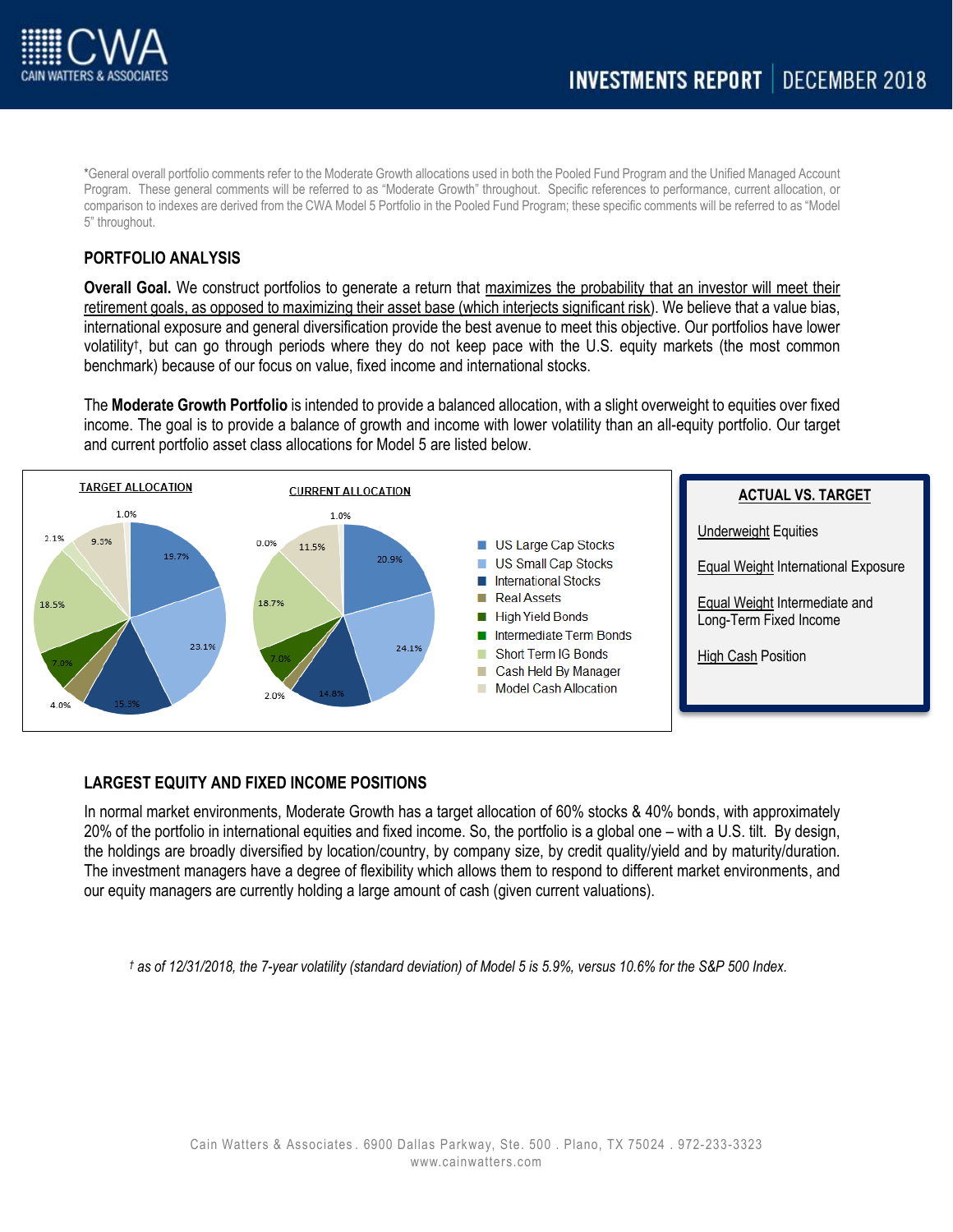**INVESTMENTS REPORT | DECEMBER 2018**

*General overall portfolio comments refer to the Moderate Growth allocations used in both the Pooled Fund Program and the Unified Managed Account Program. These general comments will be referred to as "Moderate Growth" throughout. Specific references to performance, current allocation, or comparison to indexes are derived from the CWA Model 5 Portfolio in the Pooled Fund Program; these specific comments will be referred to as "Model 5" throughout.

## PORTFOLIO ANALYSIS

**Overall Goal.** We construct portfolios to generate a return that maximizes the probability that an investor will meet their retirement goals, as opposed to maximizing their asset base (which interjects significant risk). We believe that a value bias, international exposure and general diversification provide the best avenue to meet this objective. Our portfolios have lower volatility†, but can go through periods where they do not keep pace with the U.S. equity markets (the most common benchmark) because of our focus on value, fixed income and international stocks.

The **Moderate Growth Portfolio** is intended to provide a balanced allocation, with a slight overweight to equities over fixed income. The goal is to provide a balance of growth and income with lower volatility than an all-equity portfolio. Our target and current portfolio asset class allocations for Model 5 are listed below.

| Asset Class | Target Allocation | Current Allocation |
|---|---|---|
| US Large Cap Stocks | 19.7% | 20.9% |
| US Small Cap Stocks | 23.1% | 24.1% |
| International Stocks | 15.3% | 14.8% |
| Real Assets | 4.0% | 2.0% |
| High Yield Bonds | 7.0% | 7.0% |
| Intermediate Term Bonds | 18.5% | 18.7% |
| Short Term IG Bonds | 2.1% | 0.0% |
| Cash Held By Manager | 9.3% | 11.5% |
| Model Cash Allocation | 1.0% | 1.0% |

**ACTUAL VS. TARGET**

Underweight Equities

Equal Weight International Exposure

Equal Weight Intermediate and Long-Term Fixed Income

High Cash Position

## LARGEST EQUITY AND FIXED INCOME POSITIONS

In normal market environments, Moderate Growth has a target allocation of 60% stocks & 40% bonds, with approximately 20% of the portfolio in international equities and fixed income. So, the portfolio is a global one – with a U.S. tilt. By design, the holdings are broadly diversified by location/country, by company size, by credit quality/yield and by maturity/duration. The investment managers have a degree of flexibility which allows them to respond to different market environments, and our equity managers are currently holding a large amount of cash (given current valuations).

*† as of 12/31/2018, the 7-year volatility (standard deviation) of Model 5 is 5.9%, versus 10.6% for the S&P 500 Index.*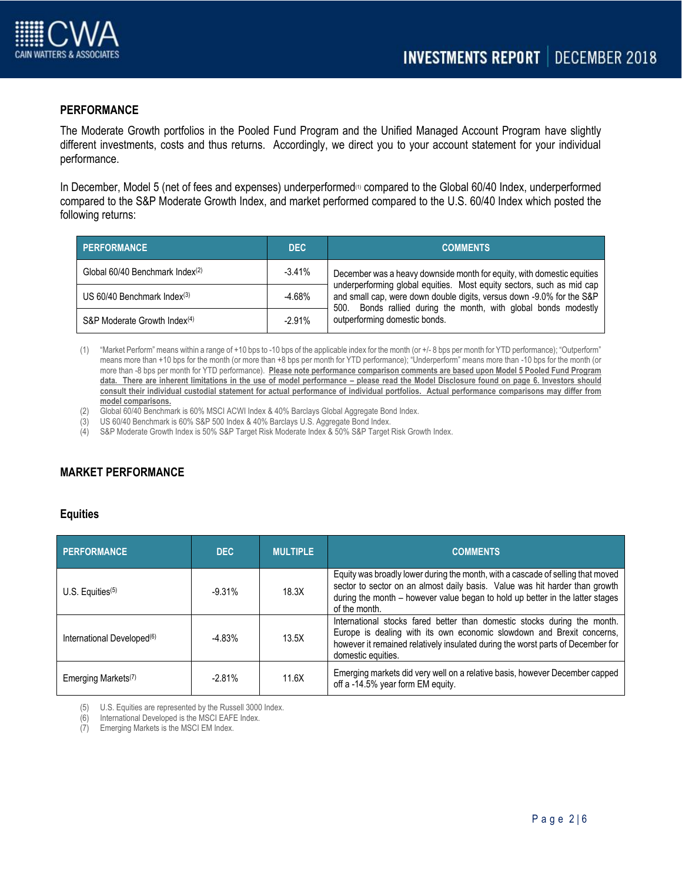## PERFORMANCE

The Moderate Growth portfolios in the Pooled Fund Program and the Unified Managed Account Program have slightly different investments, costs and thus returns. Accordingly, we direct you to your account statement for your individual performance.

In December, Model 5 (net of fees and expenses) underperformed[1] compared to the Global 60/40 Index, underperformed compared to the S&P Moderate Growth Index, and market performed compared to the U.S. 60/40 Index which posted the following returns:

| PERFORMANCE | DEC | COMMENTS |
|---|---|---|
| Global 60/40 Benchmark Index[2] | -3.41% | December was a heavy downside month for equity, with domestic equities underperforming global equities. Most equity sectors, such as mid cap and small cap, were down double digits, versus down -9.0% for the S&P 500. Bonds rallied during the month, with global bonds modestly outperforming domestic bonds. |
| US 60/40 Benchmark Index[3] | -4.68% | |
| S&P Moderate Growth Index[4] | -2.91% | |

(1) "Market Perform" means within a range of +10 bps to -10 bps of the applicable index for the month (or +/- 8 bps per month for YTD performance); "Outperform" means more than +10 bps for the month (or more than +8 bps per month for YTD performance); "Underperform" means more than -10 bps for the month (or more than -8 bps per month for YTD performance). **Please note performance comparison comments are based upon Model 5 Pooled Fund Program data. There are inherent limitations in the use of model performance – please read the Model Disclosure found on page 6. Investors should consult their individual custodial statement for actual performance of individual portfolios. Actual performance comparisons may differ from model comparisons.**

(2) Global 60/40 Benchmark is 60% MSCI ACWI Index & 40% Barclays Global Aggregate Bond Index.

(3) US 60/40 Benchmark is 60% S&P 500 Index & 40% Barclays U.S. Aggregate Bond Index.

(4) S&P Moderate Growth Index is 50% S&P Target Risk Moderate Index & 50% S&P Target Risk Growth Index.

## MARKET PERFORMANCE

### Equities

| PERFORMANCE | DEC | MULTIPLE | COMMENTS |
|---|---|---|---|
| U.S. Equities[5] | -9.31% | 18.3X | Equity was broadly lower during the month, with a cascade of selling that moved sector to sector on an almost daily basis. Value was hit harder than growth during the month – however value began to hold up better in the latter stages of the month. |
| International Developed[6] | -4.83% | 13.5X | International stocks fared better than domestic stocks during the month. Europe is dealing with its own economic slowdown and Brexit concerns, however it remained relatively insulated during the worst parts of December for domestic equities. |
| Emerging Markets[7] | -2.81% | 11.6X | Emerging markets did very well on a relative basis, however December capped off a -14.5% year form EM equity. |

(5) U.S. Equities are represented by the Russell 3000 Index.

(6) International Developed is the MSCI EAFE Index.

(7) Emerging Markets is the MSCI EM Index.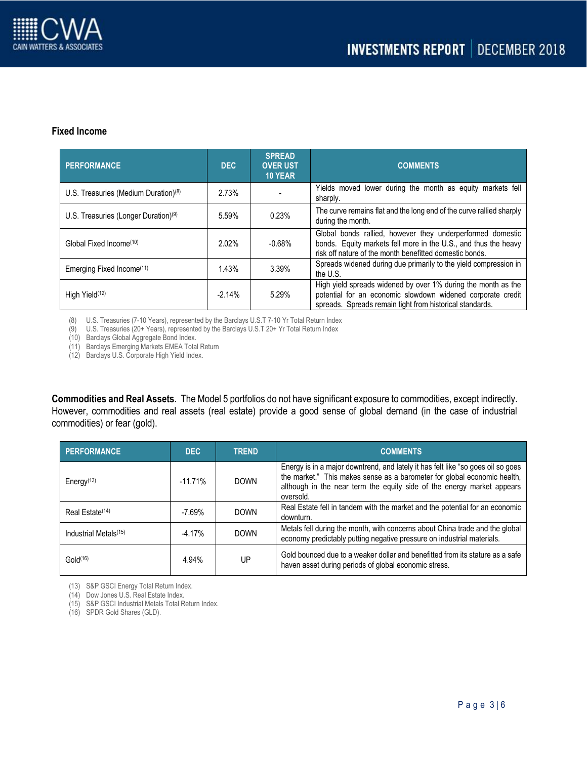### Fixed Income

| PERFORMANCE | DEC | SPREAD OVER UST 10 YEAR | COMMENTS |
|---|---|---|---|
| U.S. Treasuries (Medium Duration)[8] | 2.73% | - | Yields moved lower during the month as equity markets fell sharply. |
| U.S. Treasuries (Longer Duration)[9] | 5.59% | 0.23% | The curve remains flat and the long end of the curve rallied sharply during the month. |
| Global Fixed Income[10] | 2.02% | -0.68% | Global bonds rallied, however they underperformed domestic bonds. Equity markets fell more in the U.S., and thus the heavy risk off nature of the month benefitted domestic bonds. |
| Emerging Fixed Income[11] | 1.43% | 3.39% | Spreads widened during due primarily to the yield compression in the U.S. |
| High Yield[12] | -2.14% | 5.29% | High yield spreads widened by over 1% during the month as the potential for an economic slowdown widened corporate credit spreads. Spreads remain tight from historical standards. |

(8) U.S. Treasuries (7-10 Years), represented by the Barclays U.S.T 7-10 Yr Total Return Index
(9) U.S. Treasuries (20+ Years), represented by the Barclays U.S.T 20+ Yr Total Return Index
(10) Barclays Global Aggregate Bond Index.
(11) Barclays Emerging Markets EMEA Total Return
(12) Barclays U.S. Corporate High Yield Index.

**Commodities and Real Assets**. The Model 5 portfolios do not have significant exposure to commodities, except indirectly. However, commodities and real assets (real estate) provide a good sense of global demand (in the case of industrial commodities) or fear (gold).

| PERFORMANCE | DEC | TREND | COMMENTS |
|---|---|---|---|
| Energy[13] | -11.71% | DOWN | Energy is in a major downtrend, and lately it has felt like "so goes oil so goes the market." This makes sense as a barometer for global economic health, although in the near term the equity side of the energy market appears oversold. |
| Real Estate[14] | -7.69% | DOWN | Real Estate fell in tandem with the market and the potential for an economic downturn. |
| Industrial Metals[15] | -4.17% | DOWN | Metals fell during the month, with concerns about China trade and the global economy predictably putting negative pressure on industrial materials. |
| Gold[16] | 4.94% | UP | Gold bounced due to a weaker dollar and benefitted from its stature as a safe haven asset during periods of global economic stress. |

(13) S&P GSCI Energy Total Return Index.
(14) Dow Jones U.S. Real Estate Index.
(15) S&P GSCI Industrial Metals Total Return Index.
(16) SPDR Gold Shares (GLD).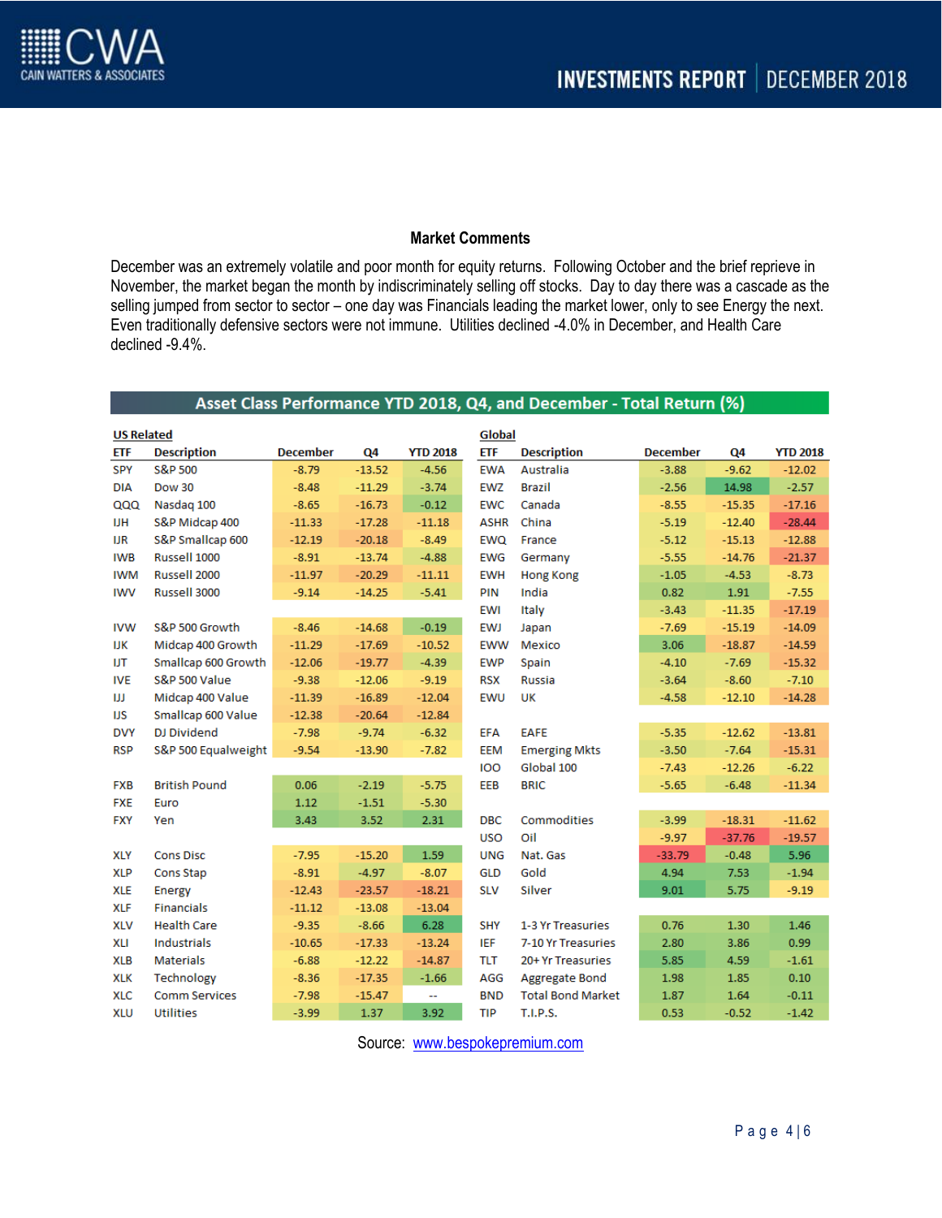## Market Comments

December was an extremely volatile and poor month for equity returns. Following October and the brief reprieve in November, the market began the month by indiscriminately selling off stocks. Day to day there was a cascade as the selling jumped from sector to sector – one day was Financials leading the market lower, only to see Energy the next. Even traditionally defensive sectors were not immune. Utilities declined -4.0% in December, and Health Care declined -9.4%.

**Asset Class Performance YTD 2018, Q4, and December - Total Return (%)**

**US Related**

| ETF | Description | December | Q4 | YTD 2018 |
|---|---|---|---|---|
| SPY | S&P 500 | -8.79 | -13.52 | -4.56 |
| DIA | Dow 30 | -8.48 | -11.29 | -3.74 |
| QQQ | Nasdaq 100 | -8.65 | -16.73 | -0.12 |
| IJH | S&P Midcap 400 | -11.33 | -17.28 | -11.18 |
| IJR | S&P Smallcap 600 | -12.19 | -20.18 | -8.49 |
| IWB | Russell 1000 | -8.91 | -13.74 | -4.88 |
| IWM | Russell 2000 | -11.97 | -20.29 | -11.11 |
| IWV | Russell 3000 | -9.14 | -14.25 | -5.41 |
| IVW | S&P 500 Growth | -8.46 | -14.68 | -0.19 |
| IJK | Midcap 400 Growth | -11.29 | -17.69 | -10.52 |
| IJT | Smallcap 600 Growth | -12.06 | -19.77 | -4.39 |
| IVE | S&P 500 Value | -9.38 | -12.06 | -9.19 |
| IJJ | Midcap 400 Value | -11.39 | -16.89 | -12.04 |
| IJS | Smallcap 600 Value | -12.38 | -20.64 | -12.84 |
| DVY | DJ Dividend | -7.98 | -9.74 | -6.32 |
| RSP | S&P 500 Equalweight | -9.54 | -13.90 | -7.82 |
| FXB | British Pound | 0.06 | -2.19 | -5.75 |
| FXE | Euro | 1.12 | -1.51 | -5.30 |
| FXY | Yen | 3.43 | 3.52 | 2.31 |
| XLY | Cons Disc | -7.95 | -15.20 | 1.59 |
| XLP | Cons Stap | -8.91 | -4.97 | -8.07 |
| XLE | Energy | -12.43 | -23.57 | -18.21 |
| XLF | Financials | -11.12 | -13.08 | -13.04 |
| XLV | Health Care | -9.35 | -8.66 | 6.28 |
| XLI | Industrials | -10.65 | -17.33 | -13.24 |
| XLB | Materials | -6.88 | -12.22 | -14.87 |
| XLK | Technology | -8.36 | -17.35 | -1.66 |
| XLC | Comm Services | -7.98 | -15.47 | -- |
| XLU | Utilities | -3.99 | 1.37 | 3.92 |

**Global**

| ETF | Description | December | Q4 | YTD 2018 |
|---|---|---|---|---|
| EWA | Australia | -3.88 | -9.62 | -12.02 |
| EWZ | Brazil | -2.56 | 14.98 | -2.57 |
| EWC | Canada | -8.55 | -15.35 | -17.16 |
| ASHR | China | -5.19 | -12.40 | -28.44 |
| EWQ | France | -5.12 | -15.13 | -12.88 |
| EWG | Germany | -5.55 | -14.76 | -21.37 |
| EWH | Hong Kong | -1.05 | -4.53 | -8.73 |
| PIN | India | 0.82 | 1.91 | -7.55 |
| EWI | Italy | -3.43 | -11.35 | -17.19 |
| EWJ | Japan | -7.69 | -15.19 | -14.09 |
| EWW | Mexico | 3.06 | -18.87 | -14.59 |
| EWP | Spain | -4.10 | -7.69 | -15.32 |
| RSX | Russia | -3.64 | -8.60 | -7.10 |
| EWU | UK | -4.58 | -12.10 | -14.28 |
| EFA | EAFE | -5.35 | -12.62 | -13.81 |
| EEM | Emerging Mkts | -3.50 | -7.64 | -15.31 |
| IOO | Global 100 | -7.43 | -12.26 | -6.22 |
| EEB | BRIC | -5.65 | -6.48 | -11.34 |
| DBC | Commodities | -3.99 | -18.31 | -11.62 |
| USO | Oil | -9.97 | -37.76 | -19.57 |
| UNG | Nat. Gas | -33.79 | -0.48 | 5.96 |
| GLD | Gold | 4.94 | 7.53 | -1.94 |
| SLV | Silver | 9.01 | 5.75 | -9.19 |
| SHY | 1-3 Yr Treasuries | 0.76 | 1.30 | 1.46 |
| IEF | 7-10 Yr Treasuries | 2.80 | 3.86 | 0.99 |
| TLT | 20+ Yr Treasuries | 5.85 | 4.59 | -1.61 |
| AGG | Aggregate Bond | 1.98 | 1.85 | 0.10 |
| BND | Total Bond Market | 1.87 | 1.64 | -0.11 |
| TIP | T.I.P.S. | 0.53 | -0.52 | -1.42 |

Source: www.bespokepremium.com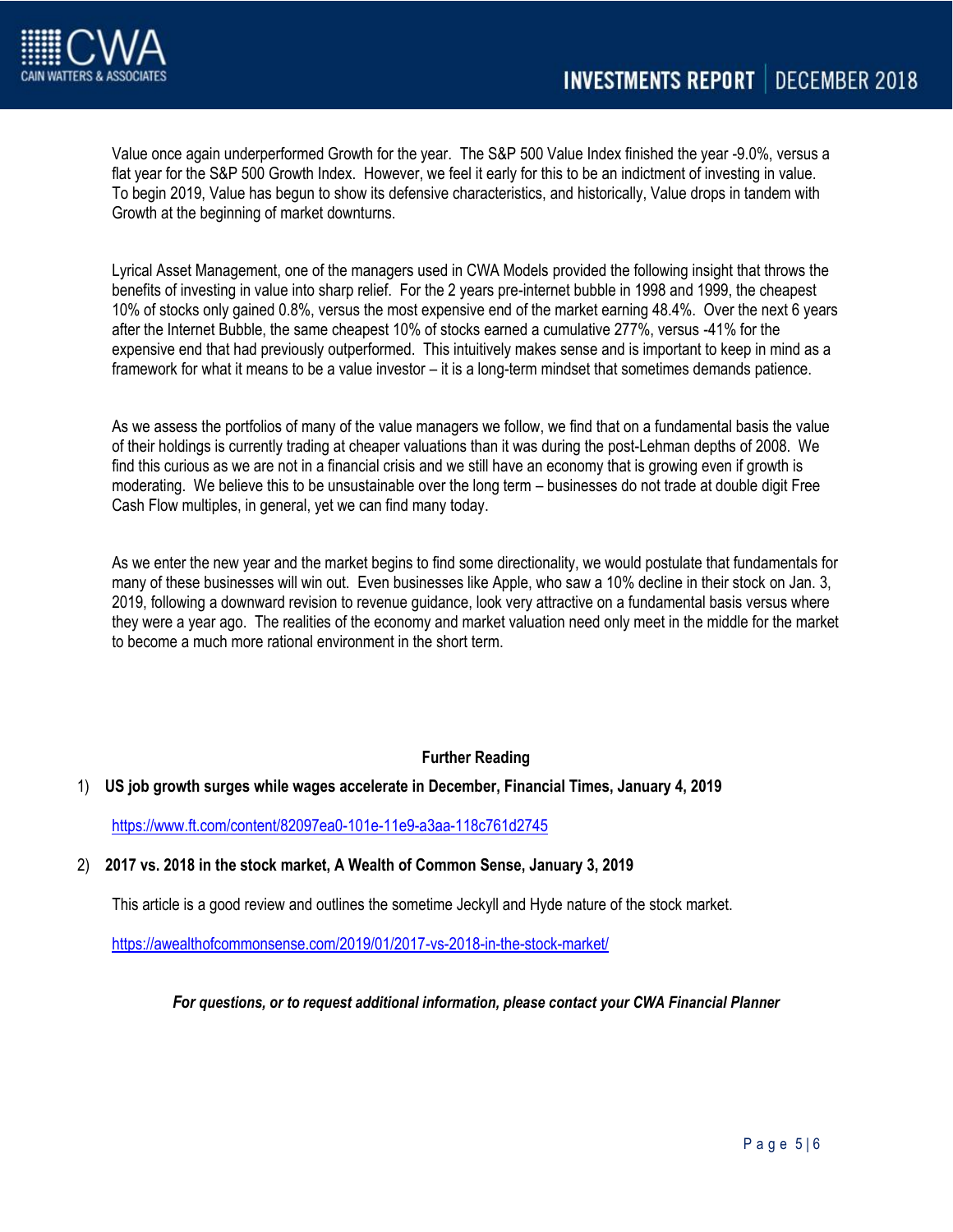Value once again underperformed Growth for the year. The S&P 500 Value Index finished the year -9.0%, versus a flat year for the S&P 500 Growth Index. However, we feel it early for this to be an indictment of investing in value. To begin 2019, Value has begun to show its defensive characteristics, and historically, Value drops in tandem with Growth at the beginning of market downturns.

Lyrical Asset Management, one of the managers used in CWA Models provided the following insight that throws the benefits of investing in value into sharp relief. For the 2 years pre-internet bubble in 1998 and 1999, the cheapest 10% of stocks only gained 0.8%, versus the most expensive end of the market earning 48.4%. Over the next 6 years after the Internet Bubble, the same cheapest 10% of stocks earned a cumulative 277%, versus -41% for the expensive end that had previously outperformed. This intuitively makes sense and is important to keep in mind as a framework for what it means to be a value investor – it is a long-term mindset that sometimes demands patience.

As we assess the portfolios of many of the value managers we follow, we find that on a fundamental basis the value of their holdings is currently trading at cheaper valuations than it was during the post-Lehman depths of 2008. We find this curious as we are not in a financial crisis and we still have an economy that is growing even if growth is moderating. We believe this to be unsustainable over the long term – businesses do not trade at double digit Free Cash Flow multiples, in general, yet we can find many today.

As we enter the new year and the market begins to find some directionality, we would postulate that fundamentals for many of these businesses will win out. Even businesses like Apple, who saw a 10% decline in their stock on Jan. 3, 2019, following a downward revision to revenue guidance, look very attractive on a fundamental basis versus where they were a year ago. The realities of the economy and market valuation need only meet in the middle for the market to become a much more rational environment in the short term.

**Further Reading**

1) **US job growth surges while wages accelerate in December, Financial Times, January 4, 2019**

   https://www.ft.com/content/82097ea0-101e-11e9-a3aa-118c761d2745

2) **2017 vs. 2018 in the stock market, A Wealth of Common Sense, January 3, 2019**

   This article is a good review and outlines the sometime Jeckyll and Hyde nature of the stock market.

   https://awealthofcommonsense.com/2019/01/2017-vs-2018-in-the-stock-market/

***For questions, or to request additional information, please contact your CWA Financial Planner***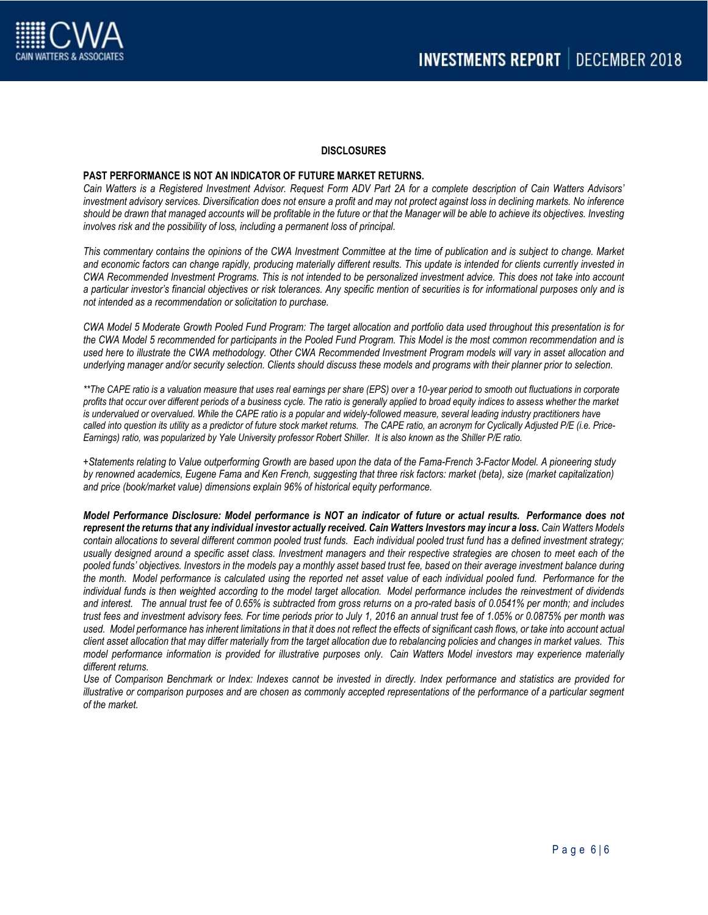## DISCLOSURES

**PAST PERFORMANCE IS NOT AN INDICATOR OF FUTURE MARKET RETURNS.**

*Cain Watters is a Registered Investment Advisor. Request Form ADV Part 2A for a complete description of Cain Watters Advisors' investment advisory services. Diversification does not ensure a profit and may not protect against loss in declining markets. No inference should be drawn that managed accounts will be profitable in the future or that the Manager will be able to achieve its objectives. Investing involves risk and the possibility of loss, including a permanent loss of principal.*

*This commentary contains the opinions of the CWA Investment Committee at the time of publication and is subject to change. Market and economic factors can change rapidly, producing materially different results. This update is intended for clients currently invested in CWA Recommended Investment Programs. This is not intended to be personalized investment advice. This does not take into account a particular investor's financial objectives or risk tolerances. Any specific mention of securities is for informational purposes only and is not intended as a recommendation or solicitation to purchase.*

*CWA Model 5 Moderate Growth Pooled Fund Program: The target allocation and portfolio data used throughout this presentation is for the CWA Model 5 recommended for participants in the Pooled Fund Program. This Model is the most common recommendation and is used here to illustrate the CWA methodology. Other CWA Recommended Investment Program models will vary in asset allocation and underlying manager and/or security selection. Clients should discuss these models and programs with their planner prior to selection.*

*\*\*The CAPE ratio is a valuation measure that uses real earnings per share (EPS) over a 10-year period to smooth out fluctuations in corporate profits that occur over different periods of a business cycle. The ratio is generally applied to broad equity indices to assess whether the market is undervalued or overvalued. While the CAPE ratio is a popular and widely-followed measure, several leading industry practitioners have called into question its utility as a predictor of future stock market returns. The CAPE ratio, an acronym for Cyclically Adjusted P/E (i.e. Price-Earnings) ratio, was popularized by Yale University professor Robert Shiller. It is also known as the Shiller P/E ratio.*

*+Statements relating to Value outperforming Growth are based upon the data of the Fama-French 3-Factor Model. A pioneering study by renowned academics, Eugene Fama and Ken French, suggesting that three risk factors: market (beta), size (market capitalization) and price (book/market value) dimensions explain 96% of historical equity performance.*

***Model Performance Disclosure: Model performance is NOT an indicator of future or actual results. Performance does not represent the returns that any individual investor actually received. Cain Watters Investors may incur a loss.*** *Cain Watters Models contain allocations to several different common pooled trust funds. Each individual pooled trust fund has a defined investment strategy; usually designed around a specific asset class. Investment managers and their respective strategies are chosen to meet each of the pooled funds' objectives. Investors in the models pay a monthly asset based trust fee, based on their average investment balance during the month. Model performance is calculated using the reported net asset value of each individual pooled fund. Performance for the individual funds is then weighted according to the model target allocation. Model performance includes the reinvestment of dividends and interest. The annual trust fee of 0.65% is subtracted from gross returns on a pro-rated basis of 0.0541% per month; and includes trust fees and investment advisory fees. For time periods prior to July 1, 2016 an annual trust fee of 1.05% or 0.0875% per month was used. Model performance has inherent limitations in that it does not reflect the effects of significant cash flows, or take into account actual client asset allocation that may differ materially from the target allocation due to rebalancing policies and changes in market values. This model performance information is provided for illustrative purposes only. Cain Watters Model investors may experience materially different returns.*

*Use of Comparison Benchmark or Index: Indexes cannot be invested in directly. Index performance and statistics are provided for illustrative or comparison purposes and are chosen as commonly accepted representations of the performance of a particular segment of the market.*